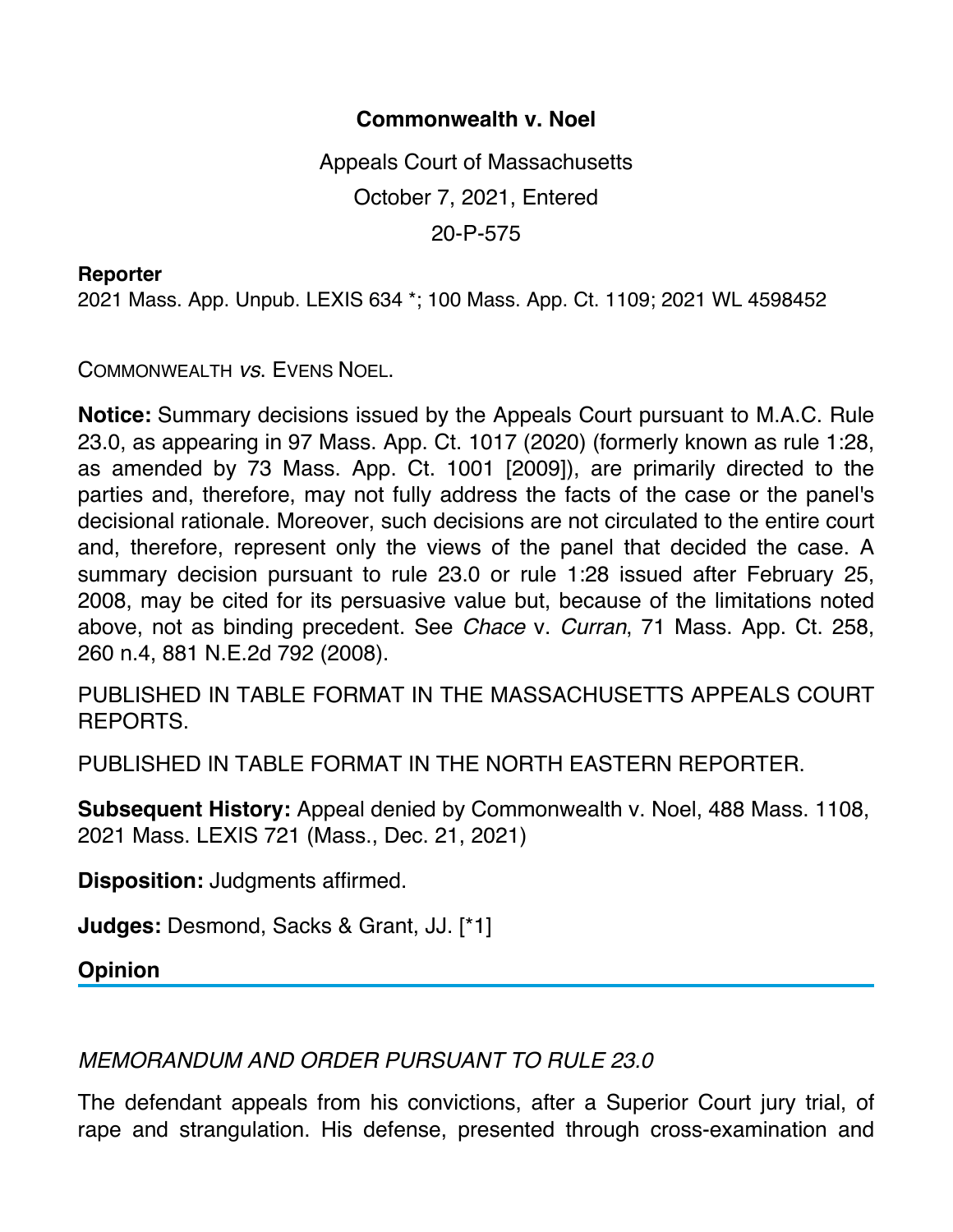# Commonwealth v. Noel

Appeals Court of Massachusetts

October 7, 2021, Entered

20-P-575

**Reporter**

2021 Mass. App. Unpub. LEXIS 634 *; 100 Mass. App. Ct. 1109; 2021 WL 4598452

COMMONWEALTH *vs.* EVENS NOEL.

**Notice:** Summary decisions issued by the Appeals Court pursuant to M.A.C. Rule 23.0, as appearing in 97 Mass. App. Ct. 1017 (2020) (formerly known as rule 1:28, as amended by 73 Mass. App. Ct. 1001 [2009]), are primarily directed to the parties and, therefore, may not fully address the facts of the case or the panel's decisional rationale. Moreover, such decisions are not circulated to the entire court and, therefore, represent only the views of the panel that decided the case. A summary decision pursuant to rule 23.0 or rule 1:28 issued after February 25, 2008, may be cited for its persuasive value but, because of the limitations noted above, not as binding precedent. See *Chace* v. *Curran*, 71 Mass. App. Ct. 258, 260 n.4, 881 N.E.2d 792 (2008).

PUBLISHED IN TABLE FORMAT IN THE MASSACHUSETTS APPEALS COURT REPORTS.

PUBLISHED IN TABLE FORMAT IN THE NORTH EASTERN REPORTER.

**Subsequent History:** Appeal denied by Commonwealth v. Noel, 488 Mass. 1108, 2021 Mass. LEXIS 721 (Mass., Dec. 21, 2021)

**Disposition:** Judgments affirmed.

**Judges:** Desmond, Sacks & Grant, JJ. [*1]

## Opinion

*MEMORANDUM AND ORDER PURSUANT TO RULE 23.0*

The defendant appeals from his convictions, after a Superior Court jury trial, of rape and strangulation. His defense, presented through cross-examination and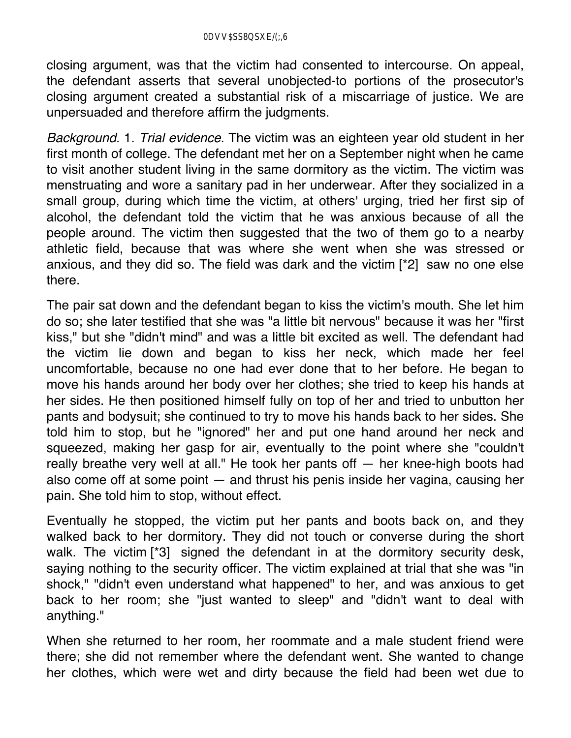closing argument, was that the victim had consented to intercourse. On appeal, the defendant asserts that several unobjected-to portions of the prosecutor's closing argument created a substantial risk of a miscarriage of justice. We are unpersuaded and therefore affirm the judgments.

*Background*. 1. *Trial evidence*. The victim was an eighteen year old student in her first month of college. The defendant met her on a September night when he came to visit another student living in the same dormitory as the victim. The victim was menstruating and wore a sanitary pad in her underwear. After they socialized in a small group, during which time the victim, at others' urging, tried her first sip of alcohol, the defendant told the victim that he was anxious because of all the people around. The victim then suggested that the two of them go to a nearby athletic field, because that was where she went when she was stressed or anxious, and they did so. The field was dark and the victim [*2] saw no one else there.

The pair sat down and the defendant began to kiss the victim's mouth. She let him do so; she later testified that she was "a little bit nervous" because it was her "first kiss," but she "didn't mind" and was a little bit excited as well. The defendant had the victim lie down and began to kiss her neck, which made her feel uncomfortable, because no one had ever done that to her before. He began to move his hands around her body over her clothes; she tried to keep his hands at her sides. He then positioned himself fully on top of her and tried to unbutton her pants and bodysuit; she continued to try to move his hands back to her sides. She told him to stop, but he "ignored" her and put one hand around her neck and squeezed, making her gasp for air, eventually to the point where she "couldn't really breathe very well at all." He took her pants off — her knee-high boots had also come off at some point — and thrust his penis inside her vagina, causing her pain. She told him to stop, without effect.

Eventually he stopped, the victim put her pants and boots back on, and they walked back to her dormitory. They did not touch or converse during the short walk. The victim [*3] signed the defendant in at the dormitory security desk, saying nothing to the security officer. The victim explained at trial that she was "in shock," "didn't even understand what happened" to her, and was anxious to get back to her room; she "just wanted to sleep" and "didn't want to deal with anything."

When she returned to her room, her roommate and a male student friend were there; she did not remember where the defendant went. She wanted to change her clothes, which were wet and dirty because the field had been wet due to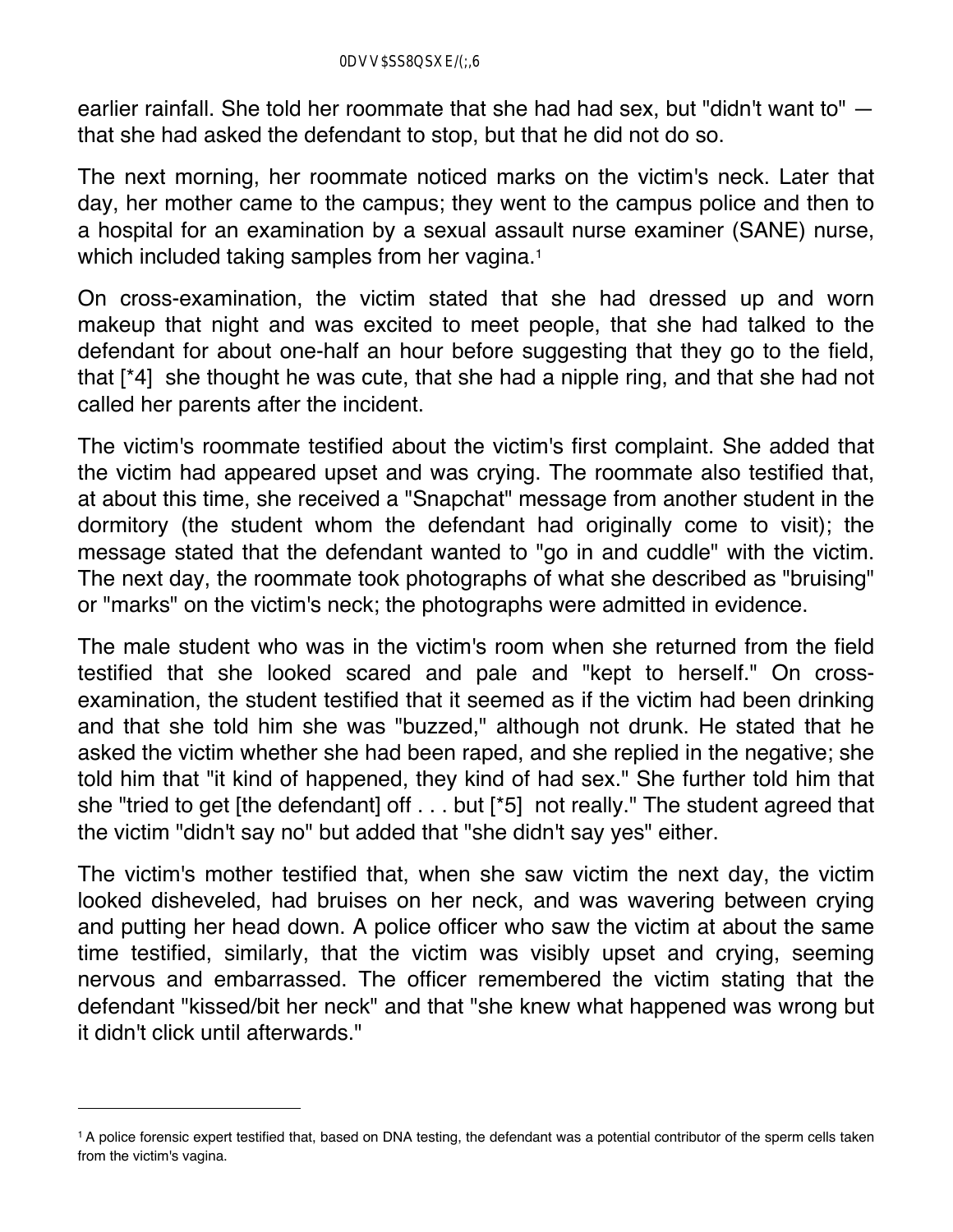earlier rainfall. She told her roommate that she had had sex, but "didn't want to" — that she had asked the defendant to stop, but that he did not do so.

The next morning, her roommate noticed marks on the victim's neck. Later that day, her mother came to the campus; they went to the campus police and then to a hospital for an examination by a sexual assault nurse examiner (SANE) nurse, which included taking samples from her vagina.[1]

On cross-examination, the victim stated that she had dressed up and worn makeup that night and was excited to meet people, that she had talked to the defendant for about one-half an hour before suggesting that they go to the field, that [*4] she thought he was cute, that she had a nipple ring, and that she had not called her parents after the incident.

The victim's roommate testified about the victim's first complaint. She added that the victim had appeared upset and was crying. The roommate also testified that, at about this time, she received a "Snapchat" message from another student in the dormitory (the student whom the defendant had originally come to visit); the message stated that the defendant wanted to "go in and cuddle" with the victim. The next day, the roommate took photographs of what she described as "bruising" or "marks" on the victim's neck; the photographs were admitted in evidence.

The male student who was in the victim's room when she returned from the field testified that she looked scared and pale and "kept to herself." On cross-examination, the student testified that it seemed as if the victim had been drinking and that she told him she was "buzzed," although not drunk. He stated that he asked the victim whether she had been raped, and she replied in the negative; she told him that "it kind of happened, they kind of had sex." She further told him that she "tried to get [the defendant] off . . . but [*5] not really." The student agreed that the victim "didn't say no" but added that "she didn't say yes" either.

The victim's mother testified that, when she saw victim the next day, the victim looked disheveled, had bruises on her neck, and was wavering between crying and putting her head down. A police officer who saw the victim at about the same time testified, similarly, that the victim was visibly upset and crying, seeming nervous and embarrassed. The officer remembered the victim stating that the defendant "kissed/bit her neck" and that "she knew what happened was wrong but it didn't click until afterwards."

---

[1] A police forensic expert testified that, based on DNA testing, the defendant was a potential contributor of the sperm cells taken from the victim's vagina.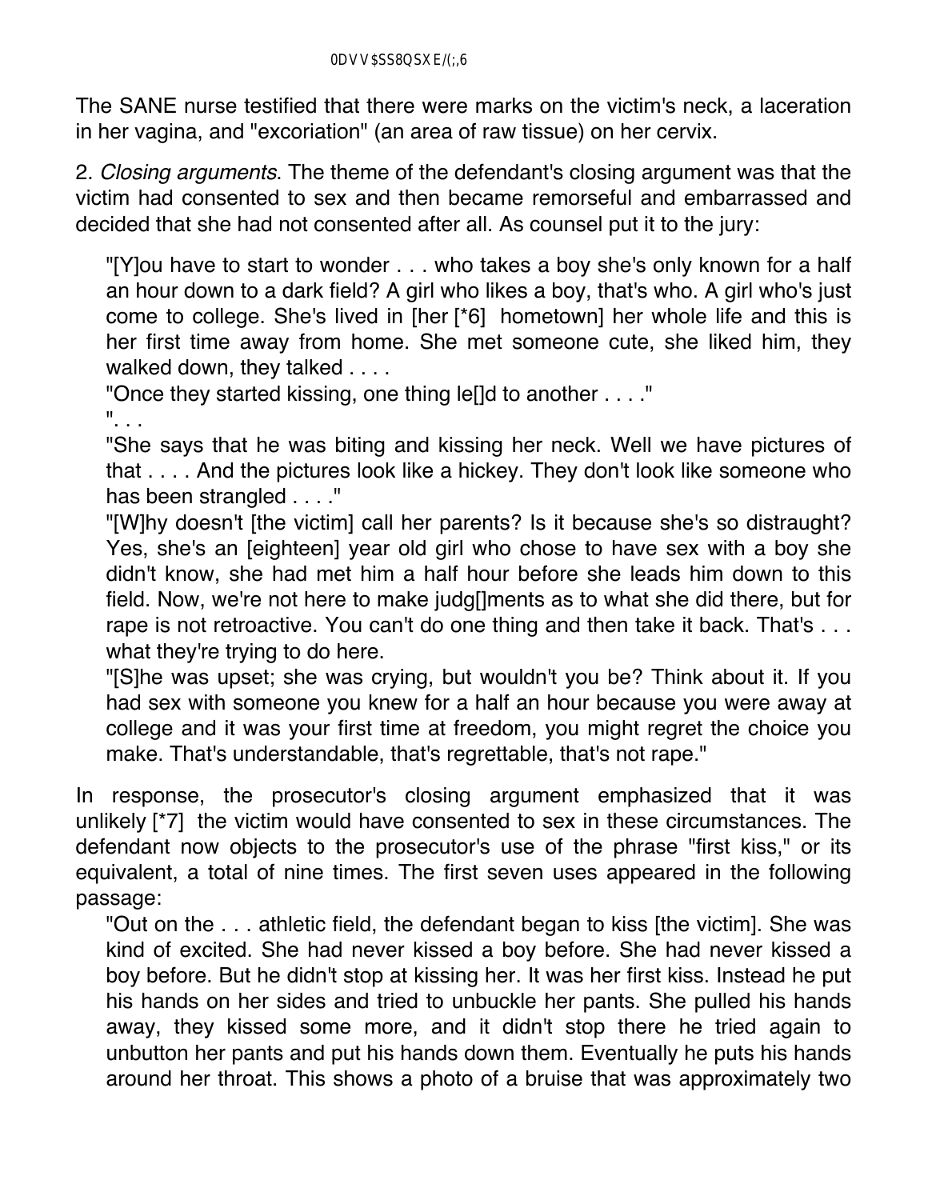The SANE nurse testified that there were marks on the victim's neck, a laceration in her vagina, and "excoriation" (an area of raw tissue) on her cervix.

2. *Closing arguments*. The theme of the defendant's closing argument was that the victim had consented to sex and then became remorseful and embarrassed and decided that she had not consented after all. As counsel put it to the jury:

> "[Y]ou have to start to wonder . . . who takes a boy she's only known for a half an hour down to a dark field? A girl who likes a boy, that's who. A girl who's just come to college. She's lived in [her [*6] hometown] her whole life and this is her first time away from home. She met someone cute, she liked him, they walked down, they talked . . . .
>
> "Once they started kissing, one thing le[]d to another . . . ."
>
> ". . .
>
> "She says that he was biting and kissing her neck. Well we have pictures of that . . . . And the pictures look like a hickey. They don't look like someone who has been strangled . . . ."
>
> "[W]hy doesn't [the victim] call her parents? Is it because she's so distraught? Yes, she's an [eighteen] year old girl who chose to have sex with a boy she didn't know, she had met him a half hour before she leads him down to this field. Now, we're not here to make judg[]ments as to what she did there, but for rape is not retroactive. You can't do one thing and then take it back. That's . . . what they're trying to do here.
>
> "[S]he was upset; she was crying, but wouldn't you be? Think about it. If you had sex with someone you knew for a half an hour because you were away at college and it was your first time at freedom, you might regret the choice you make. That's understandable, that's regrettable, that's not rape."

In response, the prosecutor's closing argument emphasized that it was unlikely [*7] the victim would have consented to sex in these circumstances. The defendant now objects to the prosecutor's use of the phrase "first kiss," or its equivalent, a total of nine times. The first seven uses appeared in the following passage:

> "Out on the . . . athletic field, the defendant began to kiss [the victim]. She was kind of excited. She had never kissed a boy before. She had never kissed a boy before. But he didn't stop at kissing her. It was her first kiss. Instead he put his hands on her sides and tried to unbuckle her pants. She pulled his hands away, they kissed some more, and it didn't stop there he tried again to unbutton her pants and put his hands down them. Eventually he puts his hands around her throat. This shows a photo of a bruise that was approximately two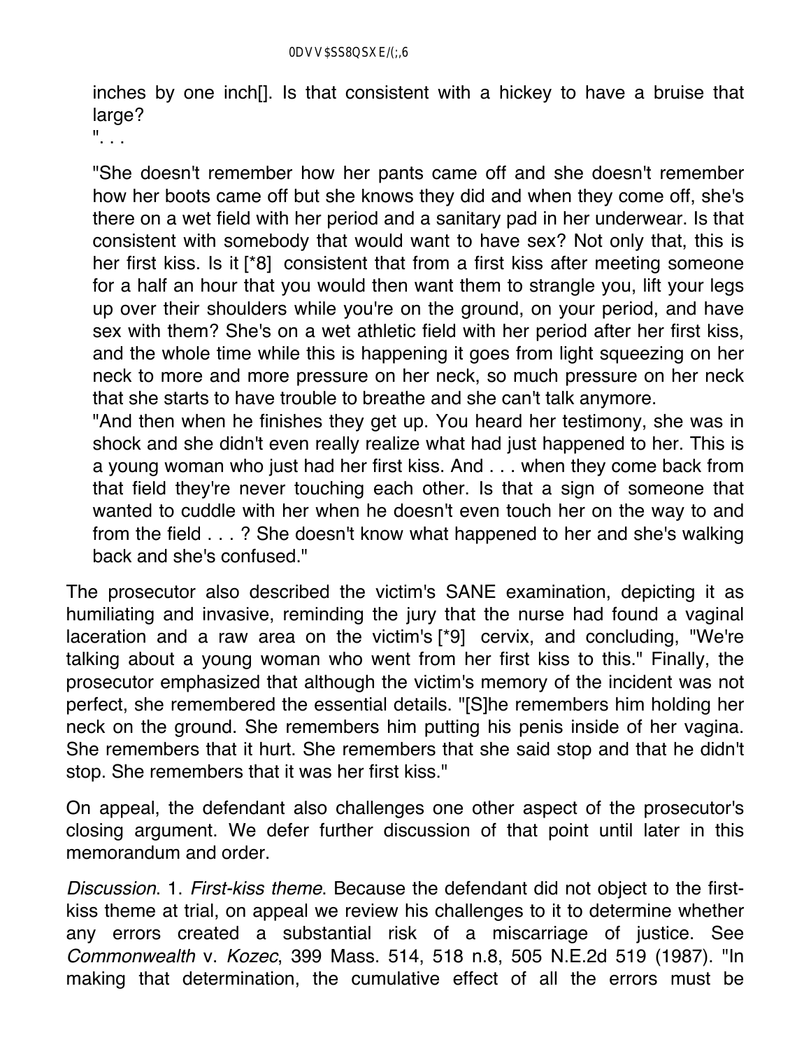> inches by one inch[]. Is that consistent with a hickey to have a bruise that large?
>
> ". . .
>
> "She doesn't remember how her pants came off and she doesn't remember how her boots came off but she knows they did and when they come off, she's there on a wet field with her period and a sanitary pad in her underwear. Is that consistent with somebody that would want to have sex? Not only that, this is her first kiss. Is it [*8] consistent that from a first kiss after meeting someone for a half an hour that you would then want them to strangle you, lift your legs up over their shoulders while you're on the ground, on your period, and have sex with them? She's on a wet athletic field with her period after her first kiss, and the whole time while this is happening it goes from light squeezing on her neck to more and more pressure on her neck, so much pressure on her neck that she starts to have trouble to breathe and she can't talk anymore.
>
> "And then when he finishes they get up. You heard her testimony, she was in shock and she didn't even really realize what had just happened to her. This is a young woman who just had her first kiss. And . . . when they come back from that field they're never touching each other. Is that a sign of someone that wanted to cuddle with her when he doesn't even touch her on the way to and from the field . . . ? She doesn't know what happened to her and she's walking back and she's confused."

The prosecutor also described the victim's SANE examination, depicting it as humiliating and invasive, reminding the jury that the nurse had found a vaginal laceration and a raw area on the victim's [*9] cervix, and concluding, "We're talking about a young woman who went from her first kiss to this." Finally, the prosecutor emphasized that although the victim's memory of the incident was not perfect, she remembered the essential details. "[S]he remembers him holding her neck on the ground. She remembers him putting his penis inside of her vagina. She remembers that it hurt. She remembers that she said stop and that he didn't stop. She remembers that it was her first kiss."

On appeal, the defendant also challenges one other aspect of the prosecutor's closing argument. We defer further discussion of that point until later in this memorandum and order.

*Discussion*. 1. *First-kiss theme*. Because the defendant did not object to the first-kiss theme at trial, on appeal we review his challenges to it to determine whether any errors created a substantial risk of a miscarriage of justice. See *Commonwealth* v. *Kozec*, 399 Mass. 514, 518 n.8, 505 N.E.2d 519 (1987). "In making that determination, the cumulative effect of all the errors must be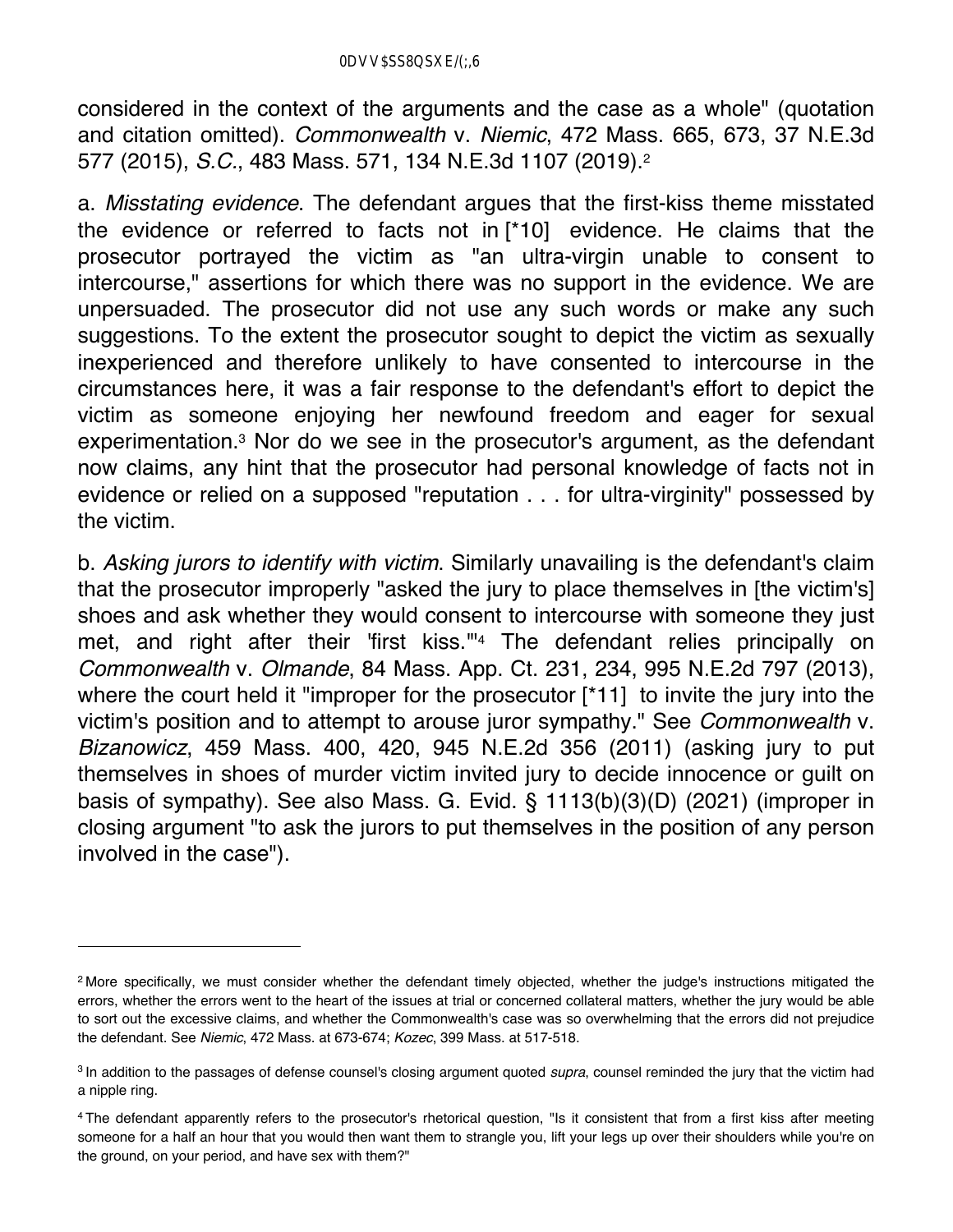considered in the context of the arguments and the case as a whole" (quotation and citation omitted). *Commonwealth* v. *Niemic*, 472 Mass. 665, 673, 37 N.E.3d 577 (2015), *S.C.*, 483 Mass. 571, 134 N.E.3d 1107 (2019).[2]

a. *Misstating evidence*. The defendant argues that the first-kiss theme misstated the evidence or referred to facts not in [*10] evidence. He claims that the prosecutor portrayed the victim as "an ultra-virgin unable to consent to intercourse," assertions for which there was no support in the evidence. We are unpersuaded. The prosecutor did not use any such words or make any such suggestions. To the extent the prosecutor sought to depict the victim as sexually inexperienced and therefore unlikely to have consented to intercourse in the circumstances here, it was a fair response to the defendant's effort to depict the victim as someone enjoying her newfound freedom and eager for sexual experimentation.[3] Nor do we see in the prosecutor's argument, as the defendant now claims, any hint that the prosecutor had personal knowledge of facts not in evidence or relied on a supposed "reputation . . . for ultra-virginity" possessed by the victim.

b. *Asking jurors to identify with victim*. Similarly unavailing is the defendant's claim that the prosecutor improperly "asked the jury to place themselves in [the victim's] shoes and ask whether they would consent to intercourse with someone they just met, and right after their 'first kiss.'"[4] The defendant relies principally on *Commonwealth* v. *Olmande*, 84 Mass. App. Ct. 231, 234, 995 N.E.2d 797 (2013), where the court held it "improper for the prosecutor [*11] to invite the jury into the victim's position and to attempt to arouse juror sympathy." See *Commonwealth* v. *Bizanowicz*, 459 Mass. 400, 420, 945 N.E.2d 356 (2011) (asking jury to put themselves in shoes of murder victim invited jury to decide innocence or guilt on basis of sympathy). See also Mass. G. Evid. § 1113(b)(3)(D) (2021) (improper in closing argument "to ask the jurors to put themselves in the position of any person involved in the case").

---

[2] More specifically, we must consider whether the defendant timely objected, whether the judge's instructions mitigated the errors, whether the errors went to the heart of the issues at trial or concerned collateral matters, whether the jury would be able to sort out the excessive claims, and whether the Commonwealth's case was so overwhelming that the errors did not prejudice the defendant. See *Niemic*, 472 Mass. at 673-674; *Kozec*, 399 Mass. at 517-518.

[3] In addition to the passages of defense counsel's closing argument quoted *supra*, counsel reminded the jury that the victim had a nipple ring.

[4] The defendant apparently refers to the prosecutor's rhetorical question, "Is it consistent that from a first kiss after meeting someone for a half an hour that you would then want them to strangle you, lift your legs up over their shoulders while you're on the ground, on your period, and have sex with them?"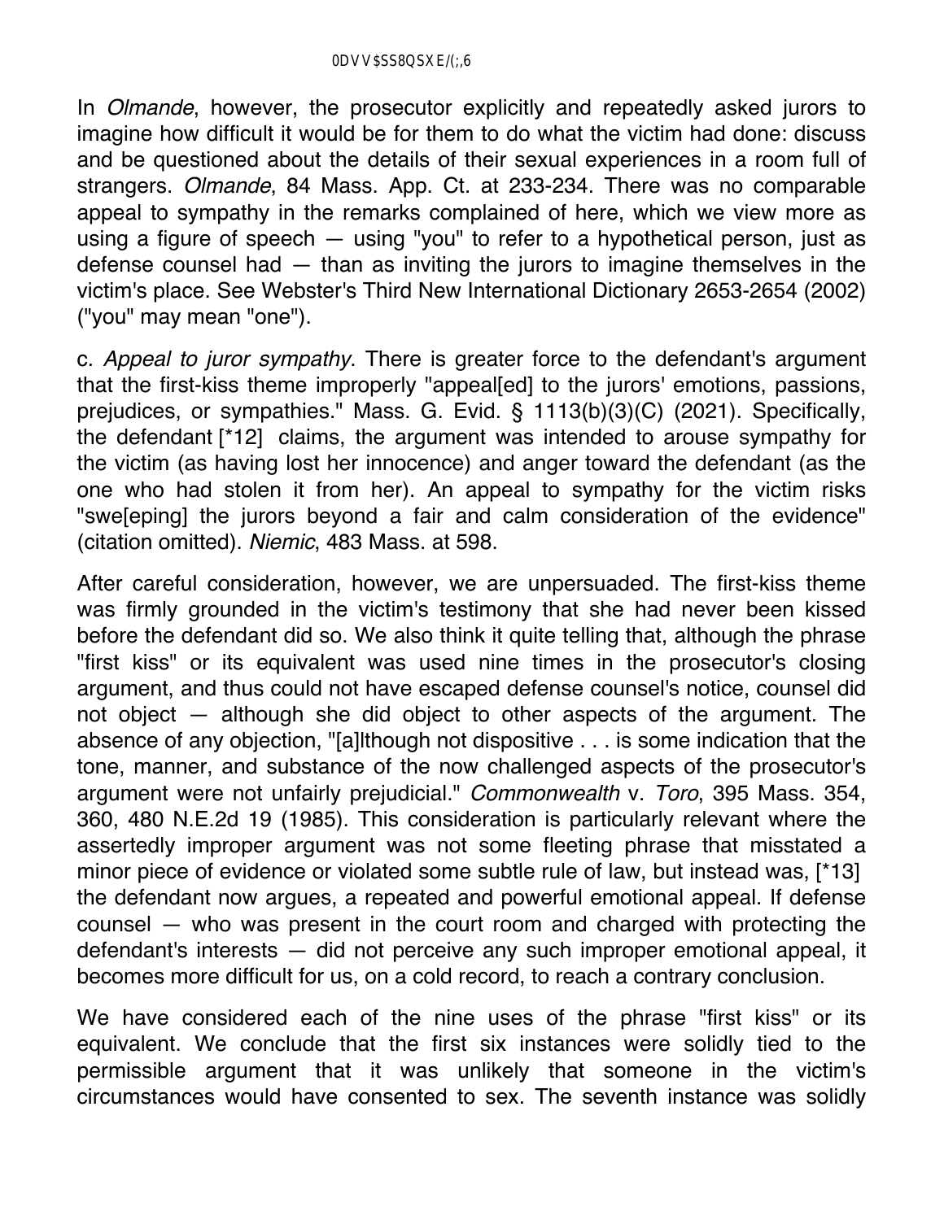In *Olmande*, however, the prosecutor explicitly and repeatedly asked jurors to imagine how difficult it would be for them to do what the victim had done: discuss and be questioned about the details of their sexual experiences in a room full of strangers. *Olmande*, 84 Mass. App. Ct. at 233-234. There was no comparable appeal to sympathy in the remarks complained of here, which we view more as using a figure of speech — using "you" to refer to a hypothetical person, just as defense counsel had — than as inviting the jurors to imagine themselves in the victim's place. See Webster's Third New International Dictionary 2653-2654 (2002) ("you" may mean "one").

c. *Appeal to juror sympathy*. There is greater force to the defendant's argument that the first-kiss theme improperly "appeal[ed] to the jurors' emotions, passions, prejudices, or sympathies." Mass. G. Evid. § 1113(b)(3)(C) (2021). Specifically, the defendant [*12] claims, the argument was intended to arouse sympathy for the victim (as having lost her innocence) and anger toward the defendant (as the one who had stolen it from her). An appeal to sympathy for the victim risks "swe[eping] the jurors beyond a fair and calm consideration of the evidence" (citation omitted). *Niemic*, 483 Mass. at 598.

After careful consideration, however, we are unpersuaded. The first-kiss theme was firmly grounded in the victim's testimony that she had never been kissed before the defendant did so. We also think it quite telling that, although the phrase "first kiss" or its equivalent was used nine times in the prosecutor's closing argument, and thus could not have escaped defense counsel's notice, counsel did not object — although she did object to other aspects of the argument. The absence of any objection, "[a]lthough not dispositive . . . is some indication that the tone, manner, and substance of the now challenged aspects of the prosecutor's argument were not unfairly prejudicial." *Commonwealth* v. *Toro*, 395 Mass. 354, 360, 480 N.E.2d 19 (1985). This consideration is particularly relevant where the assertedly improper argument was not some fleeting phrase that misstated a minor piece of evidence or violated some subtle rule of law, but instead was, [*13] the defendant now argues, a repeated and powerful emotional appeal. If defense counsel — who was present in the court room and charged with protecting the defendant's interests — did not perceive any such improper emotional appeal, it becomes more difficult for us, on a cold record, to reach a contrary conclusion.

We have considered each of the nine uses of the phrase "first kiss" or its equivalent. We conclude that the first six instances were solidly tied to the permissible argument that it was unlikely that someone in the victim's circumstances would have consented to sex. The seventh instance was solidly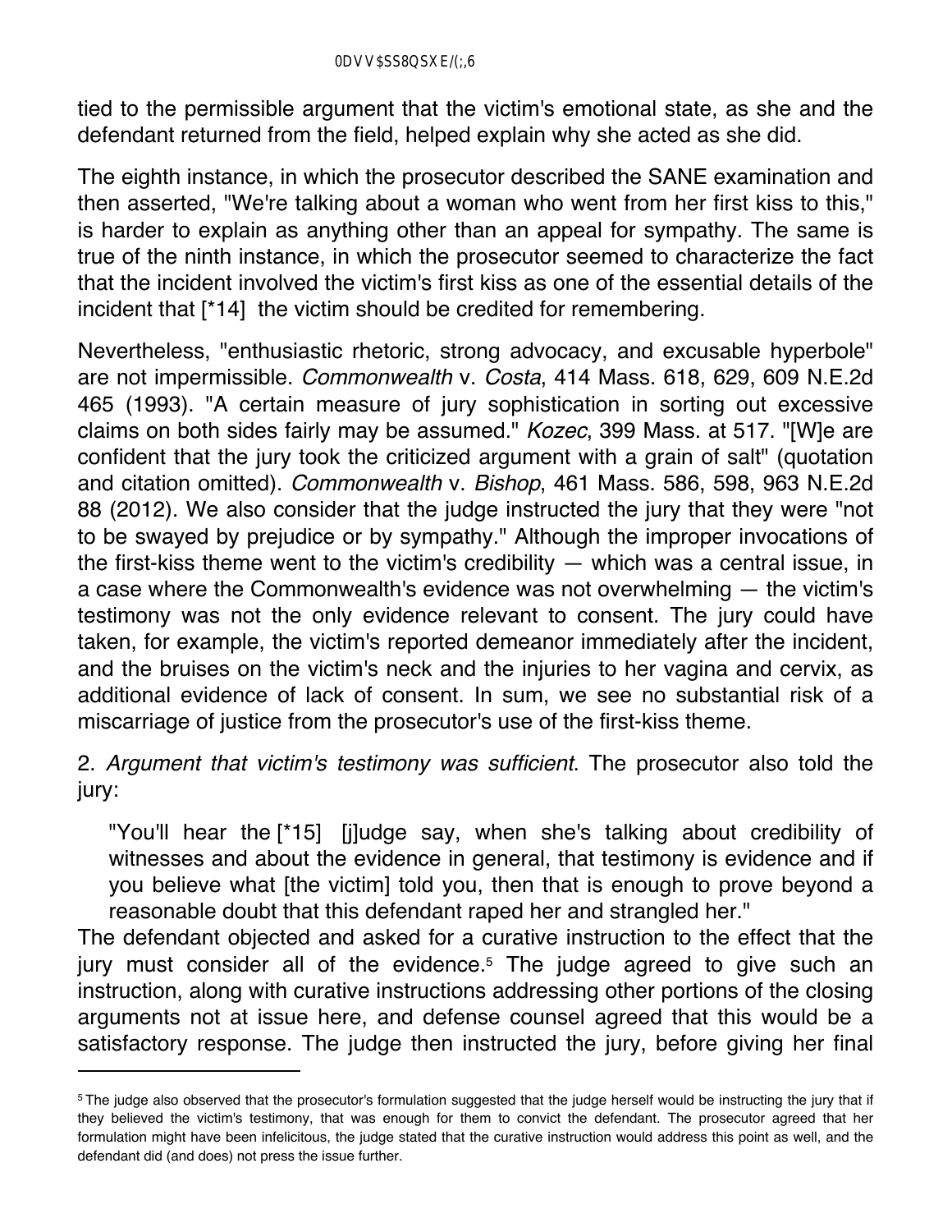tied to the permissible argument that the victim's emotional state, as she and the defendant returned from the field, helped explain why she acted as she did.

The eighth instance, in which the prosecutor described the SANE examination and then asserted, "We're talking about a woman who went from her first kiss to this," is harder to explain as anything other than an appeal for sympathy. The same is true of the ninth instance, in which the prosecutor seemed to characterize the fact that the incident involved the victim's first kiss as one of the essential details of the incident that [*14] the victim should be credited for remembering.

Nevertheless, "enthusiastic rhetoric, strong advocacy, and excusable hyperbole" are not impermissible. *Commonwealth* v. *Costa*, 414 Mass. 618, 629, 609 N.E.2d 465 (1993). "A certain measure of jury sophistication in sorting out excessive claims on both sides fairly may be assumed." *Kozec*, 399 Mass. at 517. "[W]e are confident that the jury took the criticized argument with a grain of salt" (quotation and citation omitted). *Commonwealth* v. *Bishop*, 461 Mass. 586, 598, 963 N.E.2d 88 (2012). We also consider that the judge instructed the jury that they were "not to be swayed by prejudice or by sympathy." Although the improper invocations of the first-kiss theme went to the victim's credibility — which was a central issue, in a case where the Commonwealth's evidence was not overwhelming — the victim's testimony was not the only evidence relevant to consent. The jury could have taken, for example, the victim's reported demeanor immediately after the incident, and the bruises on the victim's neck and the injuries to her vagina and cervix, as additional evidence of lack of consent. In sum, we see no substantial risk of a miscarriage of justice from the prosecutor's use of the first-kiss theme.

2. *Argument that victim's testimony was sufficient*. The prosecutor also told the jury:

> "You'll hear the [*15] [j]udge say, when she's talking about credibility of witnesses and about the evidence in general, that testimony is evidence and if you believe what [the victim] told you, then that is enough to prove beyond a reasonable doubt that this defendant raped her and strangled her."

The defendant objected and asked for a curative instruction to the effect that the jury must consider all of the evidence.[5] The judge agreed to give such an instruction, along with curative instructions addressing other portions of the closing arguments not at issue here, and defense counsel agreed that this would be a satisfactory response. The judge then instructed the jury, before giving her final

---

[5] The judge also observed that the prosecutor's formulation suggested that the judge herself would be instructing the jury that if they believed the victim's testimony, that was enough for them to convict the defendant. The prosecutor agreed that her formulation might have been infelicitous, the judge stated that the curative instruction would address this point as well, and the defendant did (and does) not press the issue further.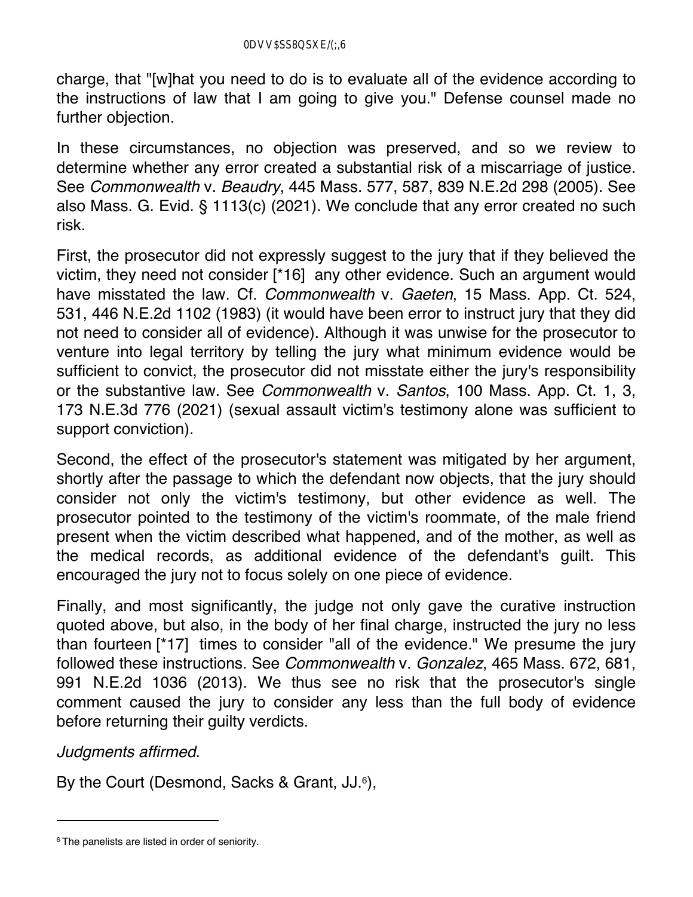charge, that "[w]hat you need to do is to evaluate all of the evidence according to the instructions of law that I am going to give you." Defense counsel made no further objection.

In these circumstances, no objection was preserved, and so we review to determine whether any error created a substantial risk of a miscarriage of justice. See *Commonwealth* v. *Beaudry*, 445 Mass. 577, 587, 839 N.E.2d 298 (2005). See also Mass. G. Evid. § 1113(c) (2021). We conclude that any error created no such risk.

First, the prosecutor did not expressly suggest to the jury that if they believed the victim, they need not consider [*16] any other evidence. Such an argument would have misstated the law. Cf. *Commonwealth* v. *Gaeten*, 15 Mass. App. Ct. 524, 531, 446 N.E.2d 1102 (1983) (it would have been error to instruct jury that they did not need to consider all of evidence). Although it was unwise for the prosecutor to venture into legal territory by telling the jury what minimum evidence would be sufficient to convict, the prosecutor did not misstate either the jury's responsibility or the substantive law. See *Commonwealth* v. *Santos*, 100 Mass. App. Ct. 1, 3, 173 N.E.3d 776 (2021) (sexual assault victim's testimony alone was sufficient to support conviction).

Second, the effect of the prosecutor's statement was mitigated by her argument, shortly after the passage to which the defendant now objects, that the jury should consider not only the victim's testimony, but other evidence as well. The prosecutor pointed to the testimony of the victim's roommate, of the male friend present when the victim described what happened, and of the mother, as well as the medical records, as additional evidence of the defendant's guilt. This encouraged the jury not to focus solely on one piece of evidence.

Finally, and most significantly, the judge not only gave the curative instruction quoted above, but also, in the body of her final charge, instructed the jury no less than fourteen [*17] times to consider "all of the evidence." We presume the jury followed these instructions. See *Commonwealth* v. *Gonzalez*, 465 Mass. 672, 681, 991 N.E.2d 1036 (2013). We thus see no risk that the prosecutor's single comment caused the jury to consider any less than the full body of evidence before returning their guilty verdicts.

*Judgments affirmed*.

By the Court (Desmond, Sacks & Grant, JJ.[6]),

---

[6] The panelists are listed in order of seniority.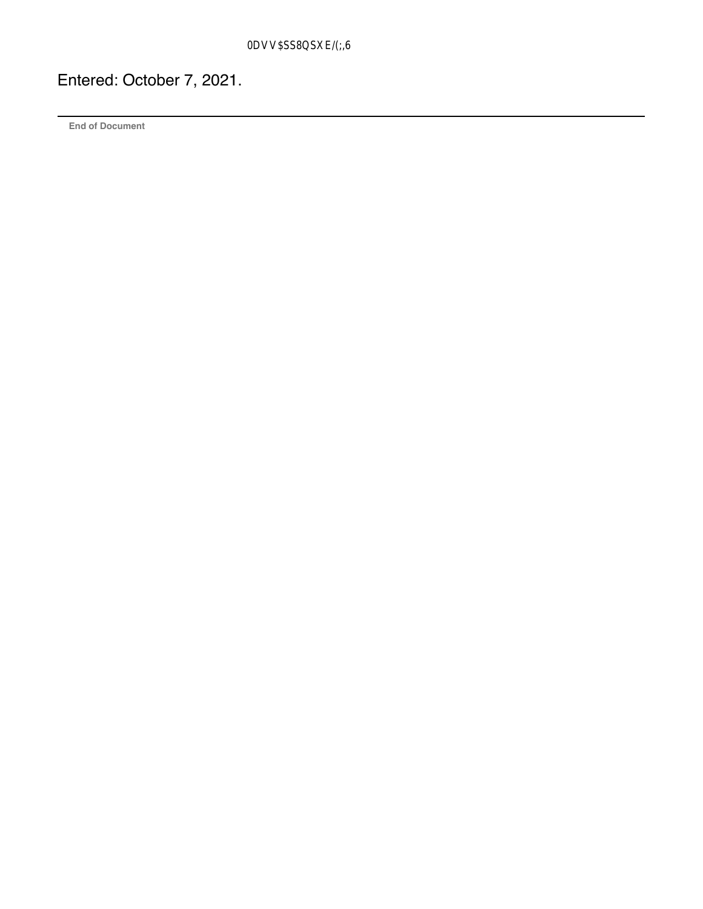0DVV$SS8QSXE/(;,6

Entered: October 7, 2021.

---

**End of Document**